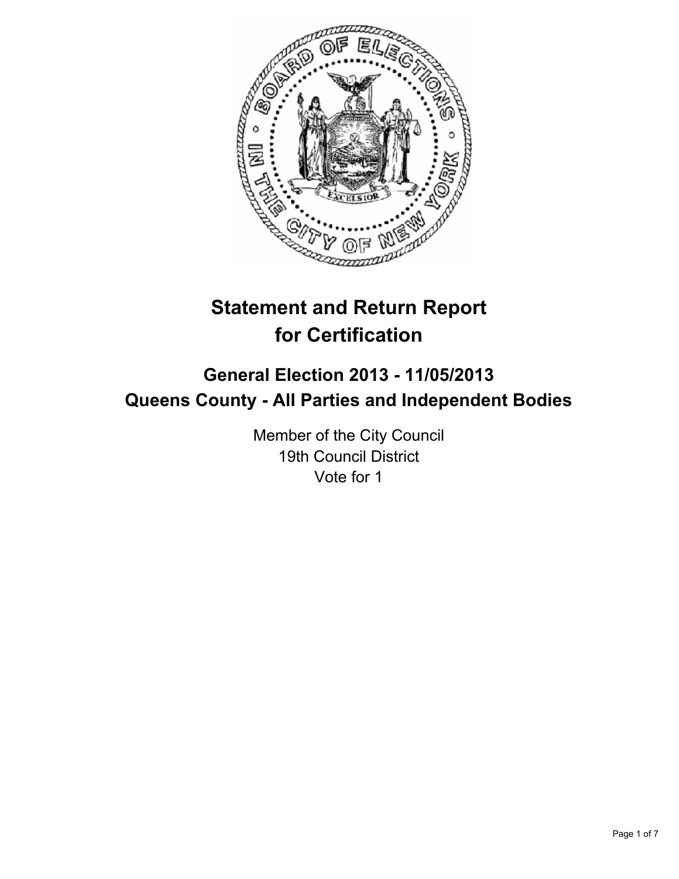# Statement and Return Report for Certification

## General Election 2013 - 11/05/2013
## Queens County - All Parties and Independent Bodies

Member of the City Council
19th Council District
Vote for 1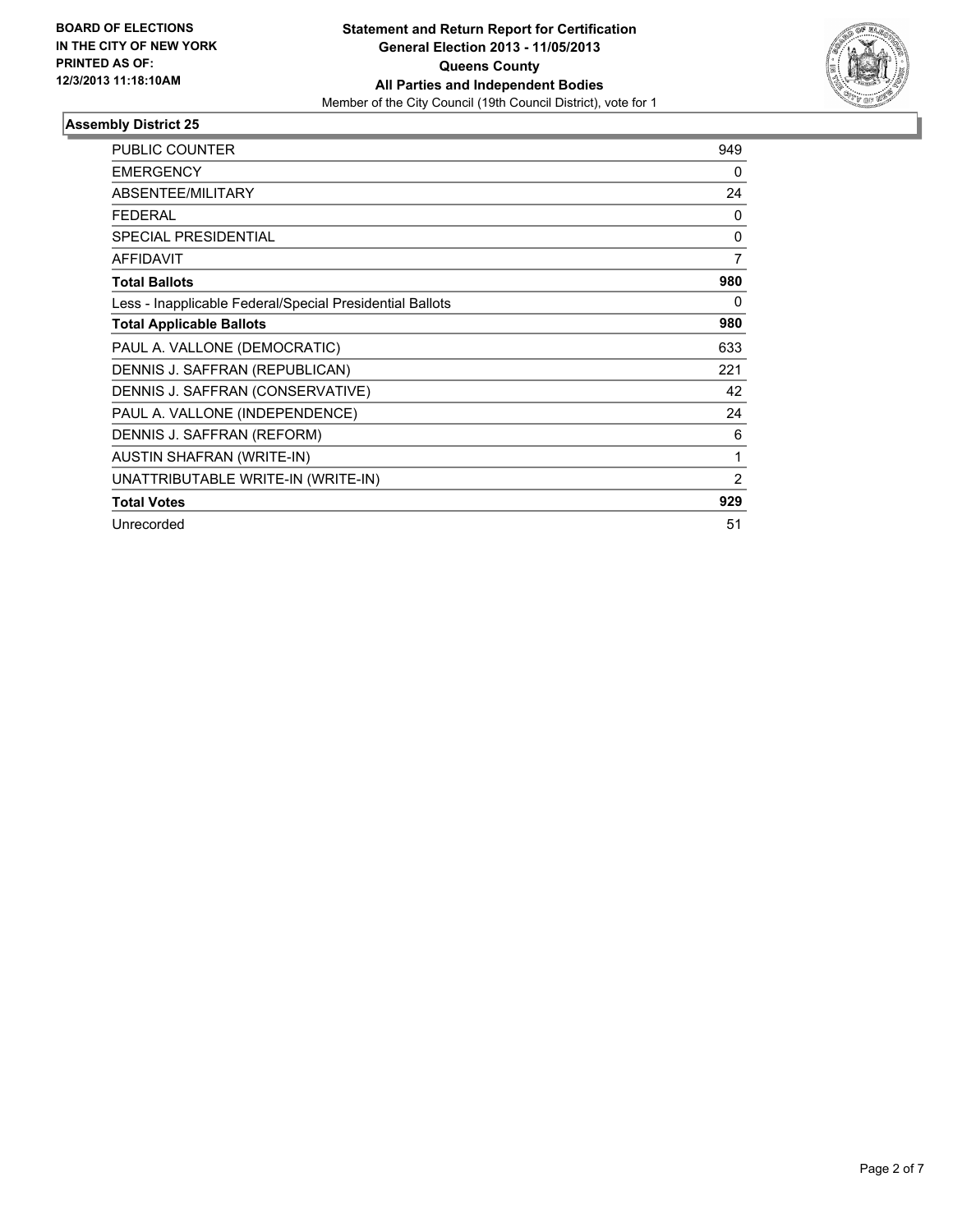BOARD OF ELECTIONS
IN THE CITY OF NEW YORK
PRINTED AS OF:
12/3/2013 11:18:10AM

**Statement and Return Report for Certification**
**General Election 2013 - 11/05/2013**
**Queens County**
**All Parties and Independent Bodies**
Member of the City Council (19th Council District), vote for 1

## Assembly District 25

| | |
|---|---|
| PUBLIC COUNTER | 949 |
| EMERGENCY | 0 |
| ABSENTEE/MILITARY | 24 |
| FEDERAL | 0 |
| SPECIAL PRESIDENTIAL | 0 |
| AFFIDAVIT | 7 |
| **Total Ballots** | **980** |
| Less - Inapplicable Federal/Special Presidential Ballots | 0 |
| **Total Applicable Ballots** | **980** |
| PAUL A. VALLONE (DEMOCRATIC) | 633 |
| DENNIS J. SAFFRAN (REPUBLICAN) | 221 |
| DENNIS J. SAFFRAN (CONSERVATIVE) | 42 |
| PAUL A. VALLONE (INDEPENDENCE) | 24 |
| DENNIS J. SAFFRAN (REFORM) | 6 |
| AUSTIN SHAFRAN (WRITE-IN) | 1 |
| UNATTRIBUTABLE WRITE-IN (WRITE-IN) | 2 |
| **Total Votes** | **929** |
| Unrecorded | 51 |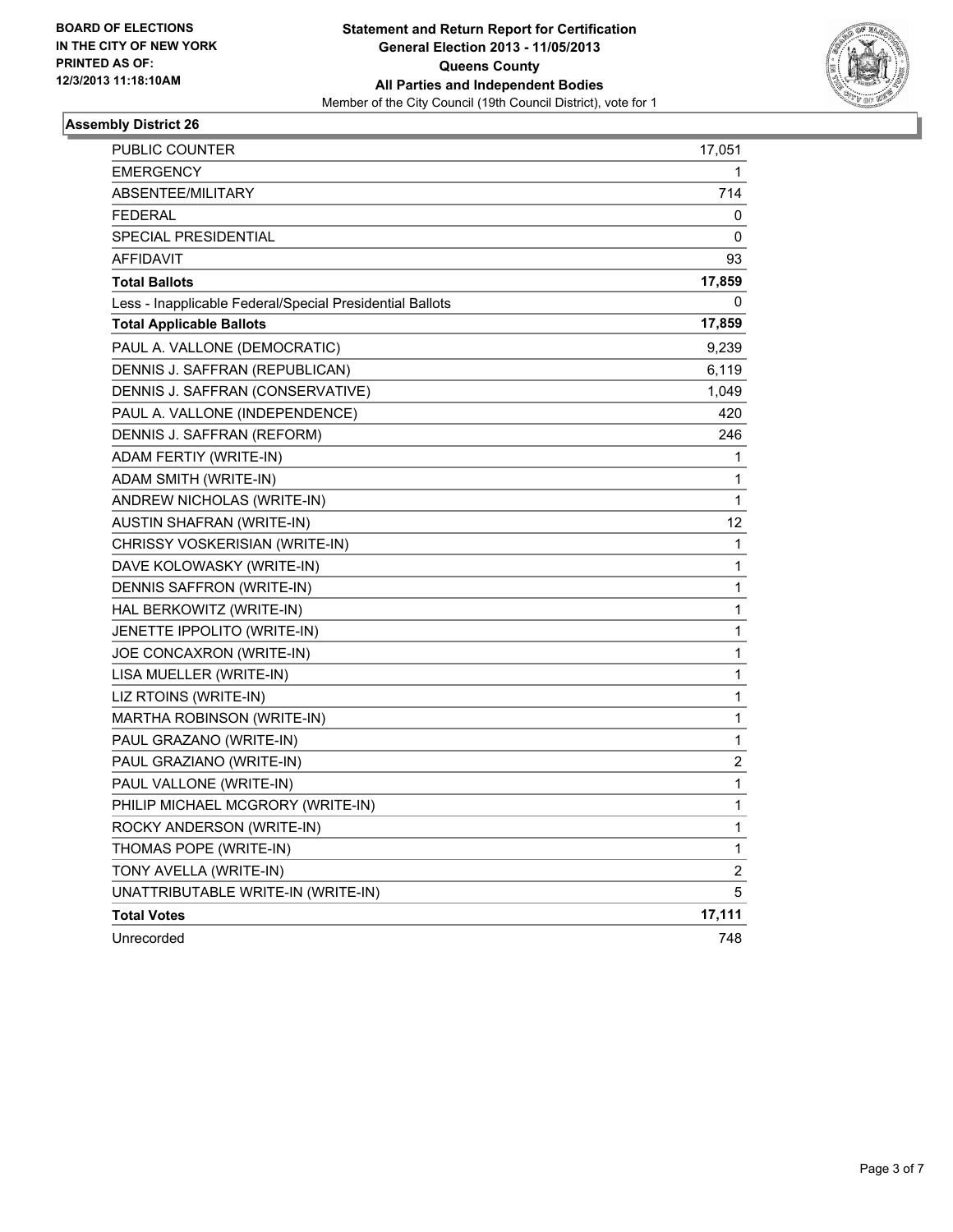BOARD OF ELECTIONS
IN THE CITY OF NEW YORK
PRINTED AS OF:
12/3/2013 11:18:10AM

**Statement and Return Report for Certification**
**General Election 2013 - 11/05/2013**
**Queens County**
**All Parties and Independent Bodies**
Member of the City Council (19th Council District), vote for 1

## Assembly District 26

| | |
|---|---|
| PUBLIC COUNTER | 17,051 |
| EMERGENCY | 1 |
| ABSENTEE/MILITARY | 714 |
| FEDERAL | 0 |
| SPECIAL PRESIDENTIAL | 0 |
| AFFIDAVIT | 93 |
| **Total Ballots** | **17,859** |
| Less - Inapplicable Federal/Special Presidential Ballots | 0 |
| **Total Applicable Ballots** | **17,859** |
| PAUL A. VALLONE (DEMOCRATIC) | 9,239 |
| DENNIS J. SAFFRAN (REPUBLICAN) | 6,119 |
| DENNIS J. SAFFRAN (CONSERVATIVE) | 1,049 |
| PAUL A. VALLONE (INDEPENDENCE) | 420 |
| DENNIS J. SAFFRAN (REFORM) | 246 |
| ADAM FERTIY (WRITE-IN) | 1 |
| ADAM SMITH (WRITE-IN) | 1 |
| ANDREW NICHOLAS (WRITE-IN) | 1 |
| AUSTIN SHAFRAN (WRITE-IN) | 12 |
| CHRISSY VOSKERISIAN (WRITE-IN) | 1 |
| DAVE KOLOWASKY (WRITE-IN) | 1 |
| DENNIS SAFFRON (WRITE-IN) | 1 |
| HAL BERKOWITZ (WRITE-IN) | 1 |
| JENETTE IPPOLITO (WRITE-IN) | 1 |
| JOE CONCAXRON (WRITE-IN) | 1 |
| LISA MUELLER (WRITE-IN) | 1 |
| LIZ RTOINS (WRITE-IN) | 1 |
| MARTHA ROBINSON (WRITE-IN) | 1 |
| PAUL GRAZANO (WRITE-IN) | 1 |
| PAUL GRAZIANO (WRITE-IN) | 2 |
| PAUL VALLONE (WRITE-IN) | 1 |
| PHILIP MICHAEL MCGRORY (WRITE-IN) | 1 |
| ROCKY ANDERSON (WRITE-IN) | 1 |
| THOMAS POPE (WRITE-IN) | 1 |
| TONY AVELLA (WRITE-IN) | 2 |
| UNATTRIBUTABLE WRITE-IN (WRITE-IN) | 5 |
| **Total Votes** | **17,111** |
| Unrecorded | 748 |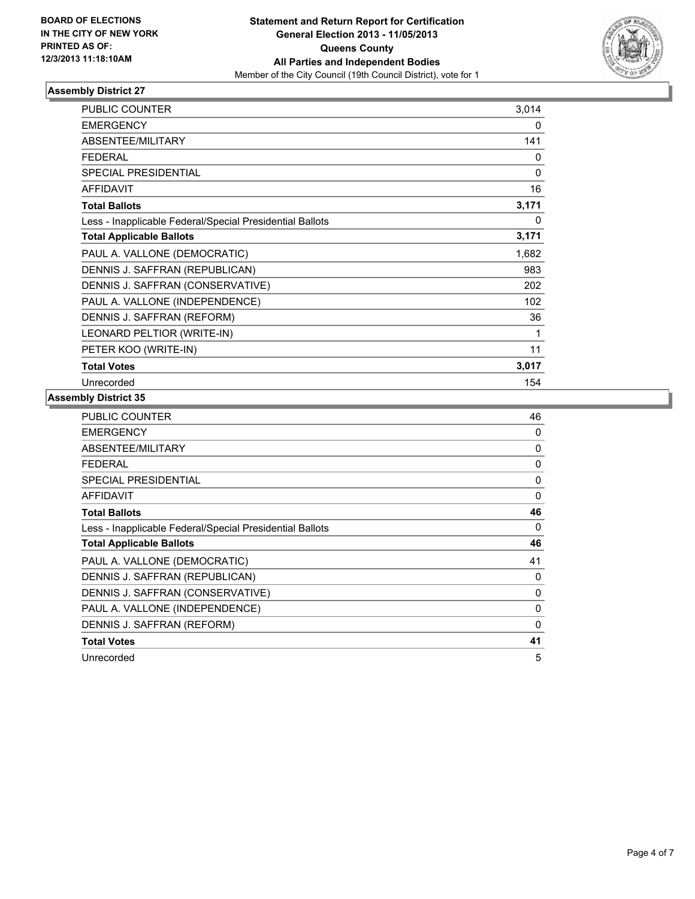**BOARD OF ELECTIONS IN THE CITY OF NEW YORK PRINTED AS OF: 12/3/2013 11:18:10AM**

**Statement and Return Report for Certification**
**General Election 2013 - 11/05/2013**
**Queens County**
**All Parties and Independent Bodies**
Member of the City Council (19th Council District), vote for 1

### Assembly District 27

| | |
|---|---|
| PUBLIC COUNTER | 3,014 |
| EMERGENCY | 0 |
| ABSENTEE/MILITARY | 141 |
| FEDERAL | 0 |
| SPECIAL PRESIDENTIAL | 0 |
| AFFIDAVIT | 16 |
| **Total Ballots** | **3,171** |
| Less - Inapplicable Federal/Special Presidential Ballots | 0 |
| **Total Applicable Ballots** | **3,171** |
| PAUL A. VALLONE (DEMOCRATIC) | 1,682 |
| DENNIS J. SAFFRAN (REPUBLICAN) | 983 |
| DENNIS J. SAFFRAN (CONSERVATIVE) | 202 |
| PAUL A. VALLONE (INDEPENDENCE) | 102 |
| DENNIS J. SAFFRAN (REFORM) | 36 |
| LEONARD PELTIOR (WRITE-IN) | 1 |
| PETER KOO (WRITE-IN) | 11 |
| **Total Votes** | **3,017** |
| Unrecorded | 154 |

### Assembly District 35

| | |
|---|---|
| PUBLIC COUNTER | 46 |
| EMERGENCY | 0 |
| ABSENTEE/MILITARY | 0 |
| FEDERAL | 0 |
| SPECIAL PRESIDENTIAL | 0 |
| AFFIDAVIT | 0 |
| **Total Ballots** | **46** |
| Less - Inapplicable Federal/Special Presidential Ballots | 0 |
| **Total Applicable Ballots** | **46** |
| PAUL A. VALLONE (DEMOCRATIC) | 41 |
| DENNIS J. SAFFRAN (REPUBLICAN) | 0 |
| DENNIS J. SAFFRAN (CONSERVATIVE) | 0 |
| PAUL A. VALLONE (INDEPENDENCE) | 0 |
| DENNIS J. SAFFRAN (REFORM) | 0 |
| **Total Votes** | **41** |
| Unrecorded | 5 |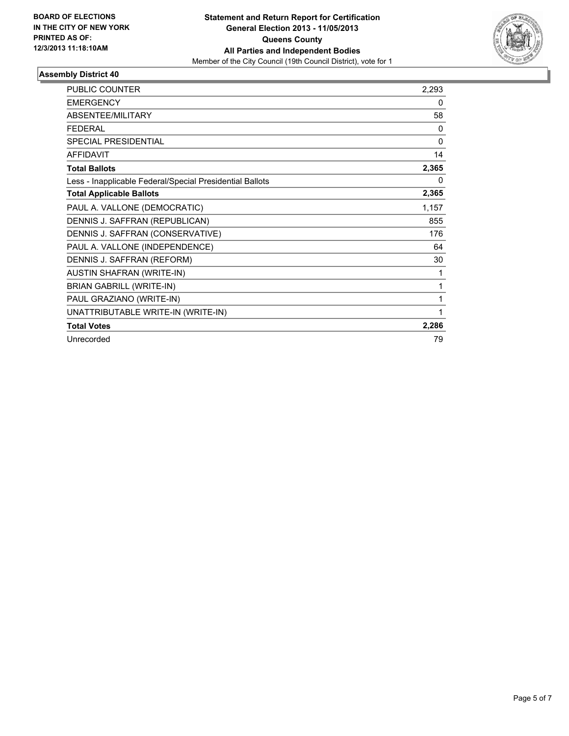**BOARD OF ELECTIONS IN THE CITY OF NEW YORK PRINTED AS OF: 12/3/2013 11:18:10AM**

# Statement and Return Report for Certification
## General Election 2013 - 11/05/2013
## Queens County
## All Parties and Independent Bodies

Member of the City Council (19th Council District), vote for 1

### Assembly District 40

| | |
|---|---|
| PUBLIC COUNTER | 2,293 |
| EMERGENCY | 0 |
| ABSENTEE/MILITARY | 58 |
| FEDERAL | 0 |
| SPECIAL PRESIDENTIAL | 0 |
| AFFIDAVIT | 14 |
| **Total Ballots** | **2,365** |
| Less - Inapplicable Federal/Special Presidential Ballots | 0 |
| **Total Applicable Ballots** | **2,365** |
| PAUL A. VALLONE (DEMOCRATIC) | 1,157 |
| DENNIS J. SAFFRAN (REPUBLICAN) | 855 |
| DENNIS J. SAFFRAN (CONSERVATIVE) | 176 |
| PAUL A. VALLONE (INDEPENDENCE) | 64 |
| DENNIS J. SAFFRAN (REFORM) | 30 |
| AUSTIN SHAFRAN (WRITE-IN) | 1 |
| BRIAN GABRILL (WRITE-IN) | 1 |
| PAUL GRAZIANO (WRITE-IN) | 1 |
| UNATTRIBUTABLE WRITE-IN (WRITE-IN) | 1 |
| **Total Votes** | **2,286** |
| Unrecorded | 79 |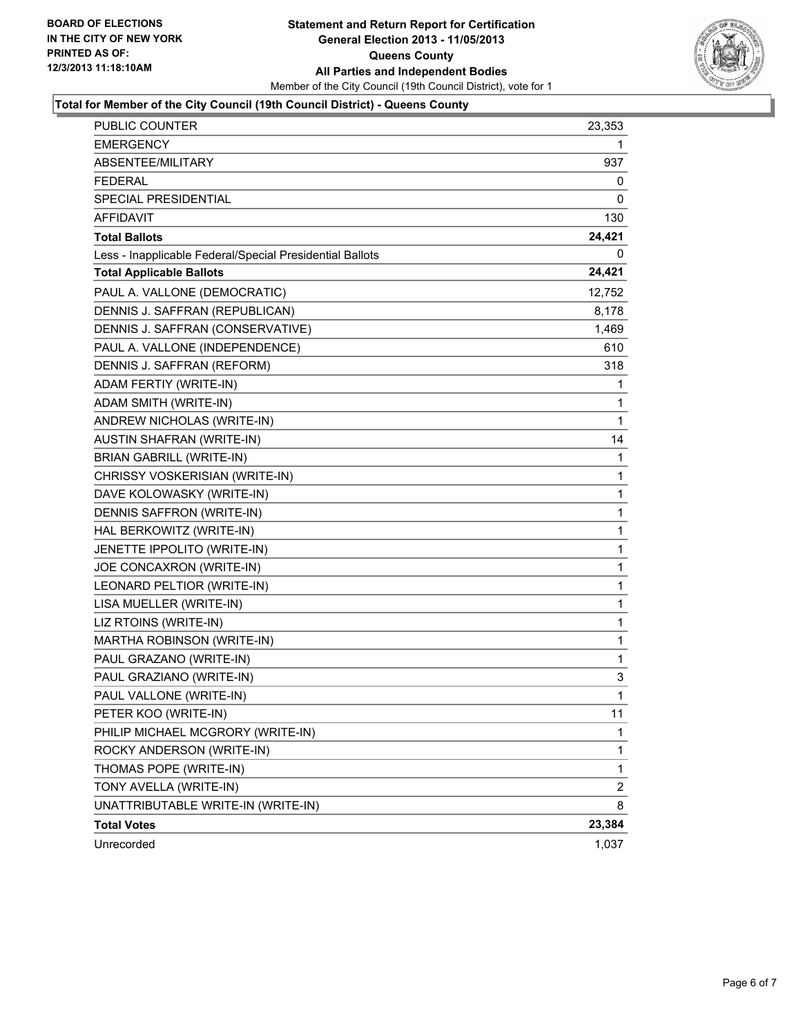**BOARD OF ELECTIONS IN THE CITY OF NEW YORK PRINTED AS OF: 12/3/2013 11:18:10AM**

**Statement and Return Report for Certification General Election 2013 - 11/05/2013 Queens County All Parties and Independent Bodies**

Member of the City Council (19th Council District), vote for 1

**Total for Member of the City Council (19th Council District) - Queens County**

| | |
|---|---|
| PUBLIC COUNTER | 23,353 |
| EMERGENCY | 1 |
| ABSENTEE/MILITARY | 937 |
| FEDERAL | 0 |
| SPECIAL PRESIDENTIAL | 0 |
| AFFIDAVIT | 130 |
| **Total Ballots** | **24,421** |
| Less - Inapplicable Federal/Special Presidential Ballots | 0 |
| **Total Applicable Ballots** | **24,421** |
| PAUL A. VALLONE (DEMOCRATIC) | 12,752 |
| DENNIS J. SAFFRAN (REPUBLICAN) | 8,178 |
| DENNIS J. SAFFRAN (CONSERVATIVE) | 1,469 |
| PAUL A. VALLONE (INDEPENDENCE) | 610 |
| DENNIS J. SAFFRAN (REFORM) | 318 |
| ADAM FERTIY (WRITE-IN) | 1 |
| ADAM SMITH (WRITE-IN) | 1 |
| ANDREW NICHOLAS (WRITE-IN) | 1 |
| AUSTIN SHAFRAN (WRITE-IN) | 14 |
| BRIAN GABRILL (WRITE-IN) | 1 |
| CHRISSY VOSKERISIAN (WRITE-IN) | 1 |
| DAVE KOLOWASKY (WRITE-IN) | 1 |
| DENNIS SAFFRON (WRITE-IN) | 1 |
| HAL BERKOWITZ (WRITE-IN) | 1 |
| JENETTE IPPOLITO (WRITE-IN) | 1 |
| JOE CONCAXRON (WRITE-IN) | 1 |
| LEONARD PELTIOR (WRITE-IN) | 1 |
| LISA MUELLER (WRITE-IN) | 1 |
| LIZ RTOINS (WRITE-IN) | 1 |
| MARTHA ROBINSON (WRITE-IN) | 1 |
| PAUL GRAZANO (WRITE-IN) | 1 |
| PAUL GRAZIANO (WRITE-IN) | 3 |
| PAUL VALLONE (WRITE-IN) | 1 |
| PETER KOO (WRITE-IN) | 11 |
| PHILIP MICHAEL MCGRORY (WRITE-IN) | 1 |
| ROCKY ANDERSON (WRITE-IN) | 1 |
| THOMAS POPE (WRITE-IN) | 1 |
| TONY AVELLA (WRITE-IN) | 2 |
| UNATTRIBUTABLE WRITE-IN (WRITE-IN) | 8 |
| **Total Votes** | **23,384** |
| Unrecorded | 1,037 |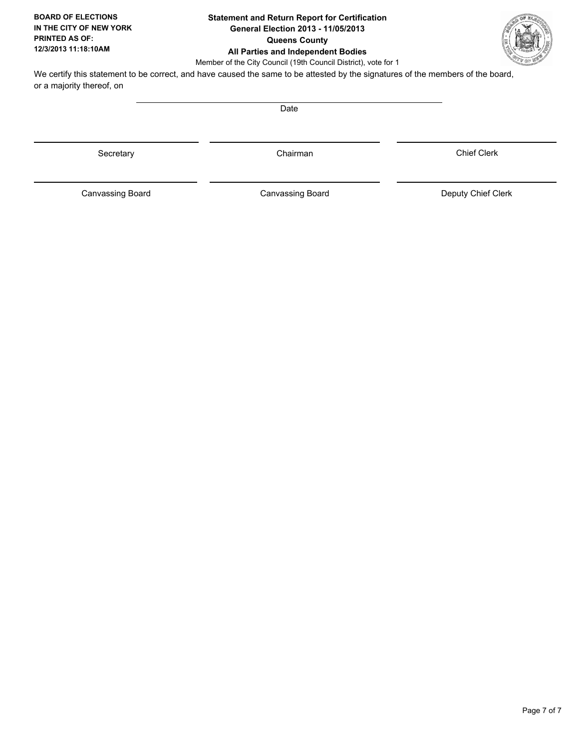**BOARD OF ELECTIONS IN THE CITY OF NEW YORK PRINTED AS OF: 12/3/2013 11:18:10AM**

**Statement and Return Report for Certification**
**General Election 2013 - 11/05/2013**
**Queens County**
**All Parties and Independent Bodies**
Member of the City Council (19th Council District), vote for 1

We certify this statement to be correct, and have caused the same to be attested by the signatures of the members of the board, or a majority thereof, on

Date

| | | |
|---|---|---|
| Secretary | Chairman | Chief Clerk |
| Canvassing Board | Canvassing Board | Deputy Chief Clerk |